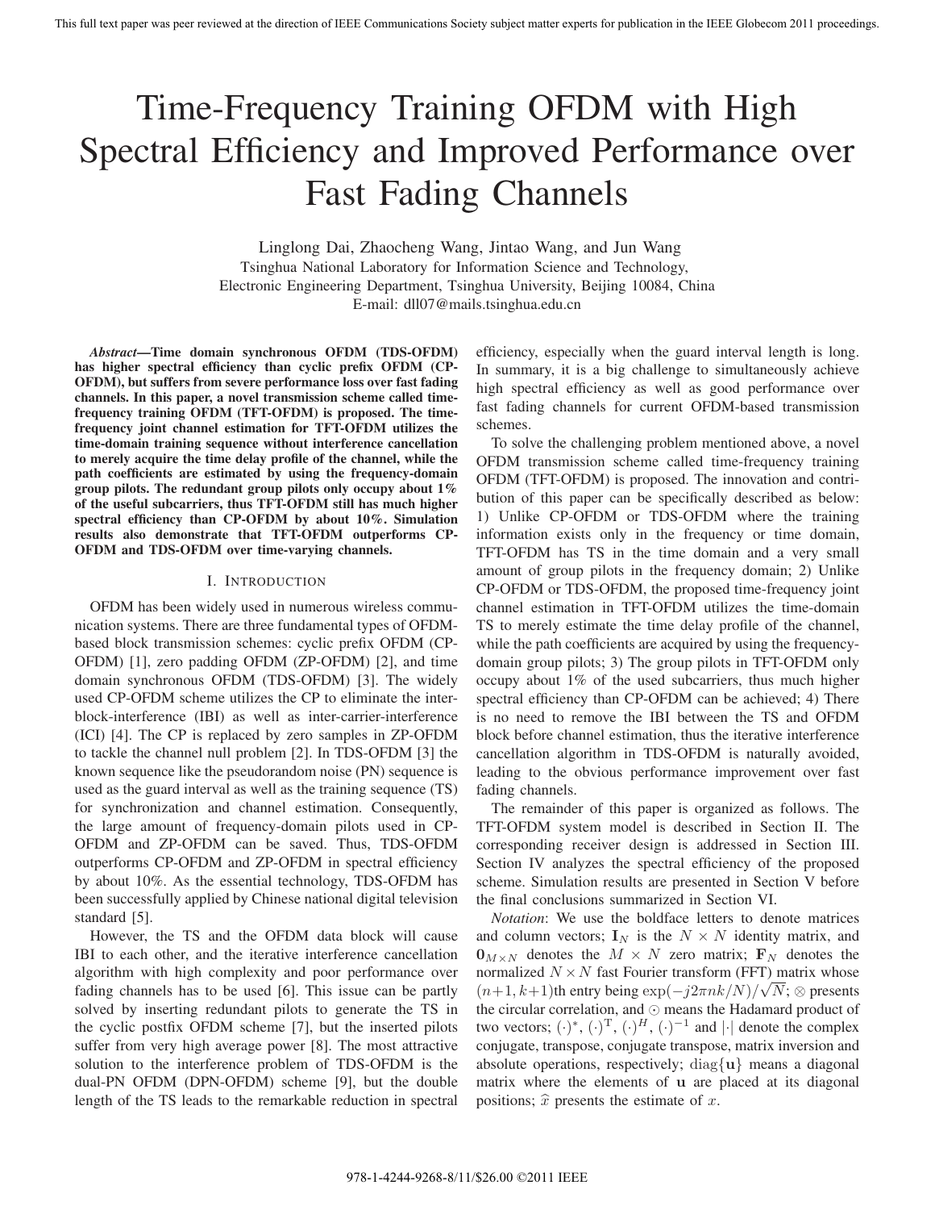# Time-Frequency Training OFDM with High Spectral Efficiency and Improved Performance over Fast Fading Channels

Linglong Dai, Zhaocheng Wang, Jintao Wang, and Jun Wang
Tsinghua National Laboratory for Information Science and Technology,
Electronic Engineering Department, Tsinghua University, Beijing 10084, China
E-mail: dll07@mails.tsinghua.edu.cn

***Abstract*—Time domain synchronous OFDM (TDS-OFDM) has higher spectral efficiency than cyclic prefix OFDM (CP-OFDM), but suffers from severe performance loss over fast fading channels. In this paper, a novel transmission scheme called time-frequency training OFDM (TFT-OFDM) is proposed. The time-frequency joint channel estimation for TFT-OFDM utilizes the time-domain training sequence without interference cancellation to merely acquire the time delay profile of the channel, while the path coefficients are estimated by using the frequency-domain group pilots. The redundant group pilots only occupy about 1% of the useful subcarriers, thus TFT-OFDM still has much higher spectral efficiency than CP-OFDM by about 10%. Simulation results also demonstrate that TFT-OFDM outperforms CP-OFDM and TDS-OFDM over time-varying channels.**

## I. Introduction

OFDM has been widely used in numerous wireless communication systems. There are three fundamental types of OFDM-based block transmission schemes: cyclic prefix OFDM (CP-OFDM) [1], zero padding OFDM (ZP-OFDM) [2], and time domain synchronous OFDM (TDS-OFDM) [3]. The widely used CP-OFDM scheme utilizes the CP to eliminate the inter-block-interference (IBI) as well as inter-carrier-interference (ICI) [4]. The CP is replaced by zero samples in ZP-OFDM to tackle the channel null problem [2]. In TDS-OFDM [3] the known sequence like the pseudorandom noise (PN) sequence is used as the guard interval as well as the training sequence (TS) for synchronization and channel estimation. Consequently, the large amount of frequency-domain pilots used in CP-OFDM and ZP-OFDM can be saved. Thus, TDS-OFDM outperforms CP-OFDM and ZP-OFDM in spectral efficiency by about 10%. As the essential technology, TDS-OFDM has been successfully applied by Chinese national digital television standard [5].

However, the TS and the OFDM data block will cause IBI to each other, and the iterative interference cancellation algorithm with high complexity and poor performance over fading channels has to be used [6]. This issue can be partly solved by inserting redundant pilots to generate the TS in the cyclic postfix OFDM scheme [7], but the inserted pilots suffer from very high average power [8]. The most attractive solution to the interference problem of TDS-OFDM is the dual-PN OFDM (DPN-OFDM) scheme [9], but the double length of the TS leads to the remarkable reduction in spectral efficiency, especially when the guard interval length is long. In summary, it is a big challenge to simultaneously achieve high spectral efficiency as well as good performance over fast fading channels for current OFDM-based transmission schemes.

To solve the challenging problem mentioned above, a novel OFDM transmission scheme called time-frequency training OFDM (TFT-OFDM) is proposed. The innovation and contribution of this paper can be specifically described as below: 1) Unlike CP-OFDM or TDS-OFDM where the training information exists only in the frequency or time domain, TFT-OFDM has TS in the time domain and a very small amount of group pilots in the frequency domain; 2) Unlike CP-OFDM or TDS-OFDM, the proposed time-frequency joint channel estimation in TFT-OFDM utilizes the time-domain TS to merely estimate the time delay profile of the channel, while the path coefficients are acquired by using the frequency-domain group pilots; 3) The group pilots in TFT-OFDM only occupy about 1% of the used subcarriers, thus much higher spectral efficiency than CP-OFDM can be achieved; 4) There is no need to remove the IBI between the TS and OFDM block before channel estimation, thus the iterative interference cancellation algorithm in TDS-OFDM is naturally avoided, leading to the obvious performance improvement over fast fading channels.

The remainder of this paper is organized as follows. The TFT-OFDM system model is described in Section II. The corresponding receiver design is addressed in Section III. Section IV analyzes the spectral efficiency of the proposed scheme. Simulation results are presented in Section V before the final conclusions summarized in Section VI.

*Notation*: We use the boldface letters to denote matrices and column vectors; $\mathbf{I}_N$ is the $N \times N$ identity matrix, and $\mathbf{0}_{M\times N}$ denotes the $M \times N$ zero matrix; $\mathbf{F}_N$ denotes the normalized $N \times N$ fast Fourier transform (FFT) matrix whose $(n+1, k+1)$th entry being $\exp(-j2\pi nk/N)/\sqrt{N}$; $\otimes$ presents the circular correlation, and $\odot$ means the Hadamard product of two vectors; $(\cdot)^*$, $(\cdot)^{\mathrm{T}}$, $(\cdot)^H$, $(\cdot)^{-1}$ and $|\cdot|$ denote the complex conjugate, transpose, conjugate transpose, matrix inversion and absolute operations, respectively; $\mathrm{diag}\{\mathbf{u}\}$ means a diagonal matrix where the elements of $\mathbf{u}$ are placed at its diagonal positions; $\widehat{x}$ presents the estimate of $x$.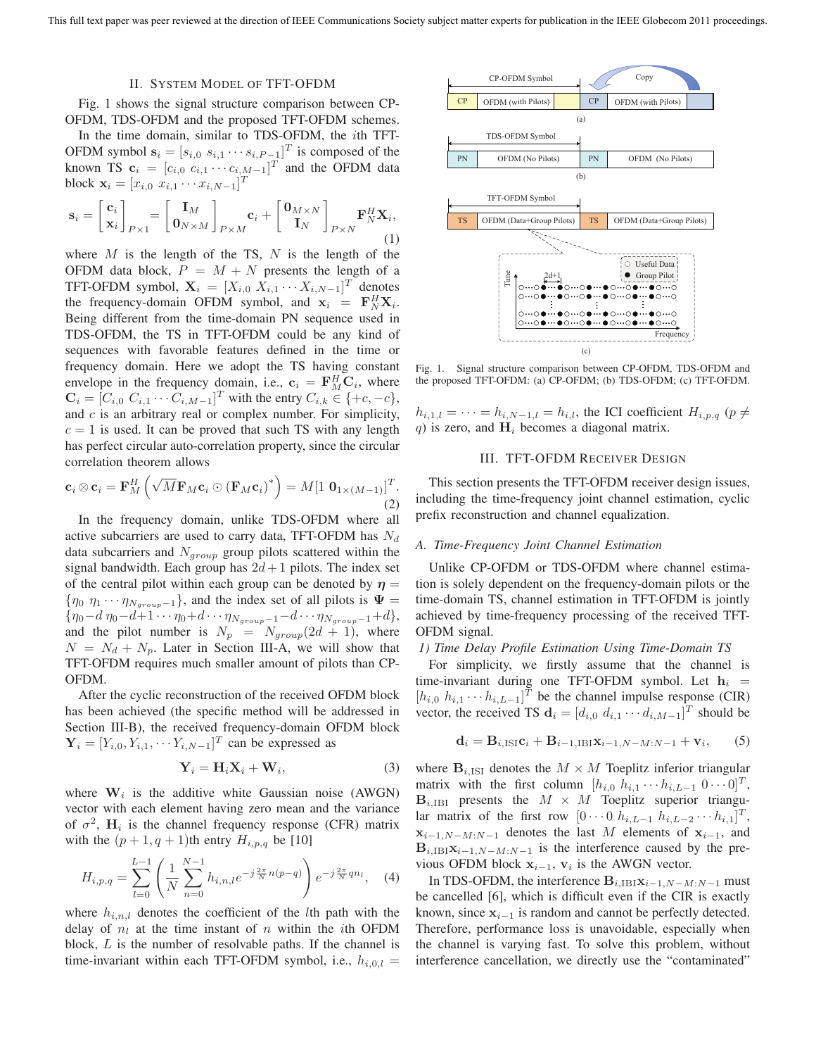## II. System Model of TFT-OFDM

Fig. 1 shows the signal structure comparison between CP-OFDM, TDS-OFDM and the proposed TFT-OFDM schemes.

In the time domain, similar to TDS-OFDM, the $i$th TFT-OFDM symbol $\mathbf{s}_i = [s_{i,0}\ s_{i,1} \cdots s_{i,P-1}]^T$ is composed of the known TS $\mathbf{c}_i = [c_{i,0}\ c_{i,1} \cdots c_{i,M-1}]^T$ and the OFDM data block $\mathbf{x}_i = [x_{i,0}\ x_{i,1} \cdots x_{i,N-1}]^T$

$$\mathbf{s}_i = \begin{bmatrix} \mathbf{c}_i \\ \mathbf{x}_i \end{bmatrix}_{P\times 1} = \begin{bmatrix} \mathbf{I}_M \\ \mathbf{0}_{N\times M} \end{bmatrix}_{P\times M} \mathbf{c}_i + \begin{bmatrix} \mathbf{0}_{M\times N} \\ \mathbf{I}_N \end{bmatrix}_{P\times N} \mathbf{F}_N^H \mathbf{X}_i, \tag{1}$$

where $M$ is the length of the TS, $N$ is the length of the OFDM data block, $P = M + N$ presents the length of a TFT-OFDM symbol, $\mathbf{X}_i = [X_{i,0}\ X_{i,1} \cdots X_{i,N-1}]^T$ denotes the frequency-domain OFDM symbol, and $\mathbf{x}_i = \mathbf{F}_N^H \mathbf{X}_i$. Being different from the time-domain PN sequence used in TDS-OFDM, the TS in TFT-OFDM could be any kind of sequences with favorable features defined in the time or frequency domain. Here we adopt the TS having constant envelope in the frequency domain, i.e., $\mathbf{c}_i = \mathbf{F}_M^H \mathbf{C}_i$, where $\mathbf{C}_i = [C_{i,0}\ C_{i,1} \cdots C_{i,M-1}]^T$ with the entry $C_{i,k} \in \{+c, -c\}$, and $c$ is an arbitrary real or complex number. For simplicity, $c = 1$ is used. It can be proved that such TS with any length has perfect circular auto-correlation property, since the circular correlation theorem allows

$$\mathbf{c}_i \otimes \mathbf{c}_i = \mathbf{F}_M^H \left( \sqrt{M} \mathbf{F}_M \mathbf{c}_i \odot (\mathbf{F}_M \mathbf{c}_i)^* \right) = M[1\ \mathbf{0}_{1\times(M-1)}]^T. \tag{2}$$

In the frequency domain, unlike TDS-OFDM where all active subcarriers are used to carry data, TFT-OFDM has $N_d$ data subcarriers and $N_{group}$ group pilots scattered within the signal bandwidth. Each group has $2d+1$ pilots. The index set of the central pilot within each group can be denoted by $\boldsymbol{\eta} = \{\eta_0\ \eta_1 \cdots \eta_{N_{group}-1}\}$, and the index set of all pilots is $\boldsymbol{\Psi} = \{\eta_0 - d\ \eta_0 - d+1 \cdots \eta_0 + d \cdots \eta_{N_{group}-1} - d \cdots \eta_{N_{group}-1} + d\}$, and the pilot number is $N_p = N_{group}(2d+1)$, where $N = N_d + N_p$. Later in Section III-A, we will show that TFT-OFDM requires much smaller amount of pilots than CP-OFDM.

After the cyclic reconstruction of the received OFDM block has been achieved (the specific method will be addressed in Section III-B), the received frequency-domain OFDM block $\mathbf{Y}_i = [Y_{i,0}, Y_{i,1}, \cdots Y_{i,N-1}]^T$ can be expressed as

$$\mathbf{Y}_i = \mathbf{H}_i \mathbf{X}_i + \mathbf{W}_i, \tag{3}$$

where $\mathbf{W}_i$ is the additive white Gaussian noise (AWGN) vector with each element having zero mean and the variance of $\sigma^2$, $\mathbf{H}_i$ is the channel frequency response (CFR) matrix with the $(p+1, q+1)$th entry $H_{i,p,q}$ be [10]

$$H_{i,p,q} = \sum_{l=0}^{L-1} \left( \frac{1}{N} \sum_{n=0}^{N-1} h_{i,n,l} e^{-j\frac{2\pi}{N} n(p-q)} \right) e^{-j\frac{2\pi}{N} q n_l}, \tag{4}$$

where $h_{i,n,l}$ denotes the coefficient of the $l$th path with the delay of $n_l$ at the time instant of $n$ within the $i$th OFDM block, $L$ is the number of resolvable paths. If the channel is time-invariant within each TFT-OFDM symbol, i.e., $h_{i,0,l} = h_{i,1,l} = \cdots = h_{i,N-1,l} = h_{i,l}$, the ICI coefficient $H_{i,p,q}$ ($p \neq q$) is zero, and $\mathbf{H}_i$ becomes a diagonal matrix.

Fig. 1. Signal structure comparison between CP-OFDM, TDS-OFDM and the proposed TFT-OFDM: (a) CP-OFDM; (b) TDS-OFDM; (c) TFT-OFDM.

## III. TFT-OFDM Receiver Design

This section presents the TFT-OFDM receiver design issues, including the time-frequency joint channel estimation, cyclic prefix reconstruction and channel equalization.

### A. Time-Frequency Joint Channel Estimation

Unlike CP-OFDM or TDS-OFDM where channel estimation is solely dependent on the frequency-domain pilots or the time-domain TS, channel estimation in TFT-OFDM is jointly achieved by time-frequency processing of the received TFT-OFDM signal.

#### 1) Time Delay Profile Estimation Using Time-Domain TS

For simplicity, we firstly assume that the channel is time-invariant during one TFT-OFDM symbol. Let $\mathbf{h}_i = [h_{i,0}\ h_{i,1} \cdots h_{i,L-1}]^T$ be the channel impulse response (CIR) vector, the received TS $\mathbf{d}_i = [d_{i,0}\ d_{i,1} \cdots d_{i,M-1}]^T$ should be

$$\mathbf{d}_i = \mathbf{B}_{i,\mathrm{ISI}} \mathbf{c}_i + \mathbf{B}_{i-1,\mathrm{IBI}} \mathbf{x}_{i-1,N-M:N-1} + \mathbf{v}_i, \tag{5}$$

where $\mathbf{B}_{i,\mathrm{ISI}}$ denotes the $M \times M$ Toeplitz inferior triangular matrix with the first column $[h_{i,0}\ h_{i,1} \cdots h_{i,L-1}\ 0 \cdots 0]^T$, $\mathbf{B}_{i,\mathrm{IBI}}$ presents the $M \times M$ Toeplitz superior triangular matrix of the first row $[0 \cdots 0\ h_{i,L-1}\ h_{i,L-2} \cdots h_{i,1}]^T$, $\mathbf{x}_{i-1,N-M:N-1}$ denotes the last $M$ elements of $\mathbf{x}_{i-1}$, and $\mathbf{B}_{i,\mathrm{IBI}} \mathbf{x}_{i-1,N-M:N-1}$ is the interference caused by the previous OFDM block $\mathbf{x}_{i-1}$, $\mathbf{v}_i$ is the AWGN vector.

In TDS-OFDM, the interference $\mathbf{B}_{i,\mathrm{IBI}} \mathbf{x}_{i-1,N-M:N-1}$ must be cancelled [6], which is difficult even if the CIR is exactly known, since $\mathbf{x}_{i-1}$ is random and cannot be perfectly detected. Therefore, performance loss is unavoidable, especially when the channel is varying fast. To solve this problem, without interference cancellation, we directly use the "contaminated"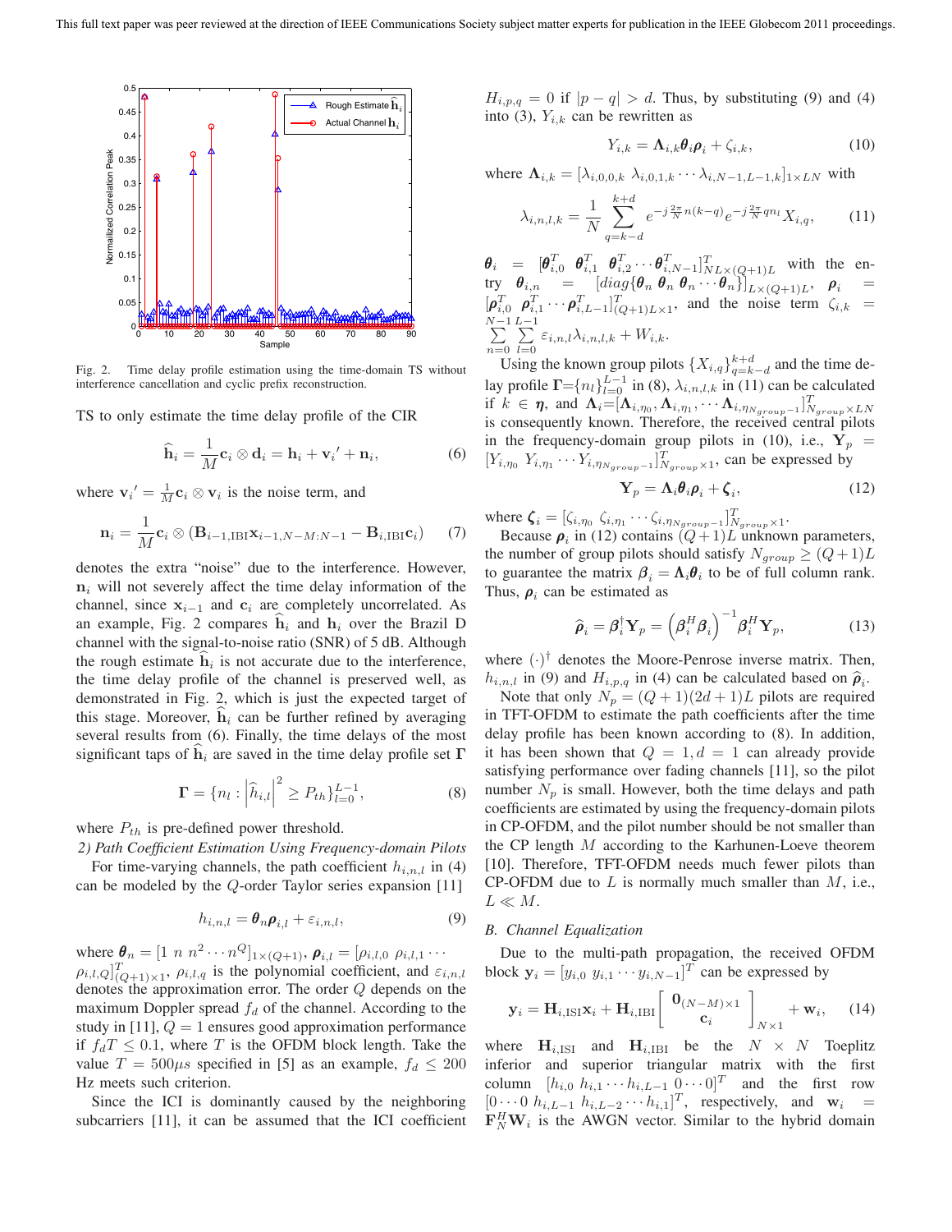Fig. 2. Time delay profile estimation using the time-domain TS without interference cancellation and cyclic prefix reconstruction.

TS to only estimate the time delay profile of the CIR

$$\widehat{\mathbf{h}}_i = \frac{1}{M}\mathbf{c}_i \otimes \mathbf{d}_i = \mathbf{h}_i + \mathbf{v}_i{}' + \mathbf{n}_i, \tag{6}$$

where $\mathbf{v}_i{}' = \frac{1}{M}\mathbf{c}_i \otimes \mathbf{v}_i$ is the noise term, and

$$\mathbf{n}_i = \frac{1}{M}\mathbf{c}_i \otimes (\mathbf{B}_{i-1,\text{IBI}}\mathbf{x}_{i-1,N-M:N-1} - \mathbf{B}_{i,\text{IBI}}\mathbf{c}_i) \tag{7}$$

denotes the extra "noise" due to the interference. However, $\mathbf{n}_i$ will not severely affect the time delay information of the channel, since $\mathbf{x}_{i-1}$ and $\mathbf{c}_i$ are completely uncorrelated. As an example, Fig. 2 compares $\widehat{\mathbf{h}}_i$ and $\mathbf{h}_i$ over the Brazil D channel with the signal-to-noise ratio (SNR) of 5 dB. Although the rough estimate $\widehat{\mathbf{h}}_i$ is not accurate due to the interference, the time delay profile of the channel is preserved well, as demonstrated in Fig. 2, which is just the expected target of this stage. Moreover, $\widehat{\mathbf{h}}_i$ can be further refined by averaging several results from (6). Finally, the time delays of the most significant taps of $\widehat{\mathbf{h}}_i$ are saved in the time delay profile set $\mathbf{\Gamma}$

$$\mathbf{\Gamma} = \{n_l : \left|\widehat{h}_{i,l}\right|^2 \geq P_{th}\}_{l=0}^{L-1}, \tag{8}$$

where $P_{th}$ is pre-defined power threshold.

*2) Path Coefficient Estimation Using Frequency-domain Pilots*

For time-varying channels, the path coefficient $h_{i,n,l}$ in (4) can be modeled by the $Q$-order Taylor series expansion [11]

$$h_{i,n,l} = \boldsymbol{\theta}_n \boldsymbol{\rho}_{i,l} + \varepsilon_{i,n,l}, \tag{9}$$

where $\boldsymbol{\theta}_n = [1 \ n \ n^2 \cdots n^Q]_{1\times(Q+1)}$, $\boldsymbol{\rho}_{i,l} = [\rho_{i,l,0} \ \rho_{i,l,1} \cdots \rho_{i,l,Q}]^T_{(Q+1)\times 1}$, $\rho_{i,l,q}$ is the polynomial coefficient, and $\varepsilon_{i,n,l}$ denotes the approximation error. The order $Q$ depends on the maximum Doppler spread $f_d$ of the channel. According to the study in [11], $Q = 1$ ensures good approximation performance if $f_dT \leq 0.1$, where $T$ is the OFDM block length. Take the value $T = 500\mu s$ specified in [5] as an example, $f_d \leq 200$ Hz meets such criterion.

Since the ICI is dominantly caused by the neighboring subcarriers [11], it can be assumed that the ICI coefficient $H_{i,p,q} = 0$ if $|p-q| > d$. Thus, by substituting (9) and (4) into (3), $Y_{i,k}$ can be rewritten as

$$Y_{i,k} = \mathbf{\Lambda}_{i,k}\boldsymbol{\theta}_i\boldsymbol{\rho}_i + \zeta_{i,k}, \tag{10}$$

where $\mathbf{\Lambda}_{i,k} = [\lambda_{i,0,0,k} \ \lambda_{i,0,1,k} \cdots \lambda_{i,N-1,L-1,k}]_{1\times LN}$ with

$$\lambda_{i,n,l,k} = \frac{1}{N}\sum_{q=k-d}^{k+d} e^{-j\frac{2\pi}{N}n(k-q)} e^{-j\frac{2\pi}{N}qn_l} X_{i,q}, \tag{11}$$

$\boldsymbol{\theta}_i = [\boldsymbol{\theta}_{i,0}^T \ \boldsymbol{\theta}_{i,1}^T \ \boldsymbol{\theta}_{i,2}^T \cdots \boldsymbol{\theta}_{i,N-1}^T]^T_{NL\times(Q+1)L}$ with the entry $\boldsymbol{\theta}_{i,n} = [diag\{\boldsymbol{\theta}_n \ \boldsymbol{\theta}_n \ \boldsymbol{\theta}_n \cdots \boldsymbol{\theta}_n\}]_{L\times(Q+1)L}$, $\boldsymbol{\rho}_i = [\boldsymbol{\rho}_{i,0}^T \ \boldsymbol{\rho}_{i,1}^T \cdots \boldsymbol{\rho}_{i,L-1}^T]^T_{(Q+1)L\times 1}$, and the noise term $\zeta_{i,k} = \sum_{n=0}^{N-1}\sum_{l=0}^{L-1}\varepsilon_{i,n,l}\lambda_{i,n,l,k} + W_{i,k}$.

Using the known group pilots $\{X_{i,q}\}_{q=k-d}^{k+d}$ and the time delay profile $\mathbf{\Gamma}=\{n_l\}_{l=0}^{L-1}$ in (8), $\lambda_{i,n,l,k}$ in (11) can be calculated if $k \in \boldsymbol{\eta}$, and $\mathbf{\Lambda}_i=[\mathbf{\Lambda}_{i,\eta_0}, \mathbf{\Lambda}_{i,\eta_1}, \cdots \mathbf{\Lambda}_{i,\eta_{N_{group}-1}}]^T_{N_{group}\times LN}$ is consequently known. Therefore, the received central pilots in the frequency-domain group pilots in (10), i.e., $\mathbf{Y}_p = [Y_{i,\eta_0} \ Y_{i,\eta_1} \cdots Y_{i,\eta_{N_{group}-1}}]^T_{N_{group}\times 1}$, can be expressed by

$$\mathbf{Y}_p = \mathbf{\Lambda}_i\boldsymbol{\theta}_i\boldsymbol{\rho}_i + \boldsymbol{\zeta}_i, \tag{12}$$

where $\boldsymbol{\zeta}_i = [\zeta_{i,\eta_0} \ \zeta_{i,\eta_1} \cdots \zeta_{i,\eta_{N_{group}-1}}]^T_{N_{group}\times 1}$.

Because $\boldsymbol{\rho}_i$ in (12) contains $(Q+1)L$ unknown parameters, the number of group pilots should satisfy $N_{group} \geq (Q+1)L$ to guarantee the matrix $\boldsymbol{\beta}_i = \mathbf{\Lambda}_i\boldsymbol{\theta}_i$ to be of full column rank. Thus, $\boldsymbol{\rho}_i$ can be estimated as

$$\widehat{\boldsymbol{\rho}}_i = \boldsymbol{\beta}_i^\dagger \mathbf{Y}_p = \left(\boldsymbol{\beta}_i^H\boldsymbol{\beta}_i\right)^{-1}\boldsymbol{\beta}_i^H\mathbf{Y}_p, \tag{13}$$

where $(\cdot)^\dagger$ denotes the Moore-Penrose inverse matrix. Then, $h_{i,n,l}$ in (9) and $H_{i,p,q}$ in (4) can be calculated based on $\widehat{\boldsymbol{\rho}}_i$.

Note that only $N_p = (Q+1)(2d+1)L$ pilots are required in TFT-OFDM to estimate the path coefficients after the time delay profile has been known according to (8). In addition, it has been shown that $Q = 1, d = 1$ can already provide satisfying performance over fading channels [11], so the pilot number $N_p$ is small. However, both the time delays and path coefficients are estimated by using the frequency-domain pilots in CP-OFDM, and the pilot number should be not smaller than the CP length $M$ according to the Karhunen-Loeve theorem [10]. Therefore, TFT-OFDM needs much fewer pilots than CP-OFDM due to $L$ is normally much smaller than $M$, i.e., $L \ll M$.

### B. Channel Equalization

Due to the multi-path propagation, the received OFDM block $\mathbf{y}_i = [y_{i,0} \ y_{i,1} \cdots y_{i,N-1}]^T$ can be expressed by

$$\mathbf{y}_i = \mathbf{H}_{i,\text{ISI}}\mathbf{x}_i + \mathbf{H}_{i,\text{IBI}}\begin{bmatrix}\mathbf{0}_{(N-M)\times 1} \\ \mathbf{c}_i\end{bmatrix}_{N\times 1} + \mathbf{w}_i, \tag{14}$$

where $\mathbf{H}_{i,\text{ISI}}$ and $\mathbf{H}_{i,\text{IBI}}$ be the $N \times N$ Toeplitz inferior and superior triangular matrix with the first column $[h_{i,0} \ h_{i,1} \cdots h_{i,L-1} \ 0 \cdots 0]^T$ and the first row $[0 \cdots 0 \ h_{i,L-1} \ h_{i,L-2} \cdots h_{i,1}]^T$, respectively, and $\mathbf{w}_i = \mathbf{F}_N^H\mathbf{W}_i$ is the AWGN vector. Similar to the hybrid domain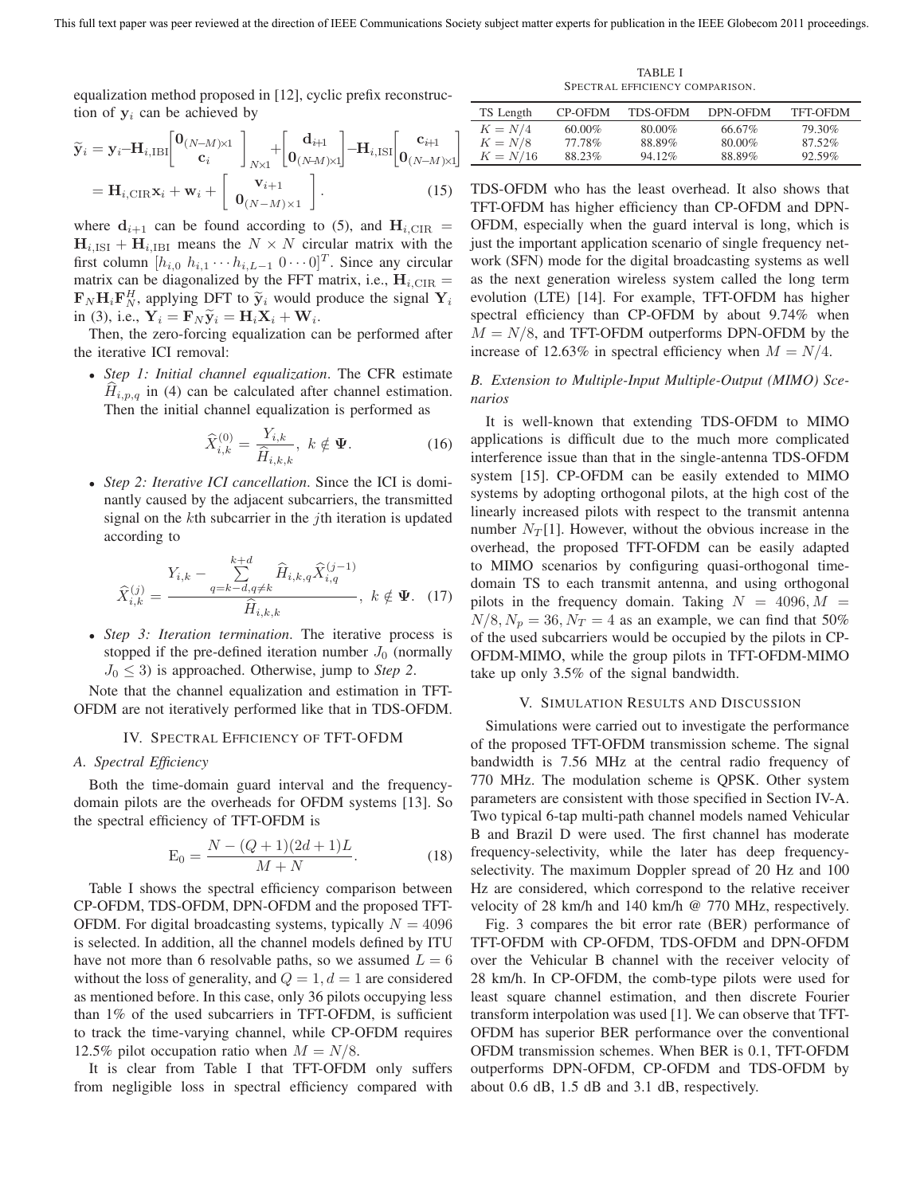equalization method proposed in [12], cyclic prefix reconstruction of $\mathbf{y}_i$ can be achieved by

$$\widetilde{\mathbf{y}}_i = \mathbf{y}_i - \mathbf{H}_{i,\text{IBI}}\begin{bmatrix}\mathbf{0}_{(N-M)\times 1}\\ \mathbf{c}_i\end{bmatrix}_{N\times 1} + \begin{bmatrix}\mathbf{d}_{i+1}\\ \mathbf{0}_{(N-M)\times 1}\end{bmatrix} - \mathbf{H}_{i,\text{ISI}}\begin{bmatrix}\mathbf{c}_{i+1}\\ \mathbf{0}_{(N-M)\times 1}\end{bmatrix}$$

$$= \mathbf{H}_{i,\text{CIR}}\mathbf{x}_i + \mathbf{w}_i + \begin{bmatrix}\mathbf{v}_{i+1}\\ \mathbf{0}_{(N-M)\times 1}\end{bmatrix}. \tag{15}$$

where $\mathbf{d}_{i+1}$ can be found according to (5), and $\mathbf{H}_{i,\text{CIR}} = \mathbf{H}_{i,\text{ISI}} + \mathbf{H}_{i,\text{IBI}}$ means the $N \times N$ circular matrix with the first column $[h_{i,0}\ h_{i,1} \cdots h_{i,L-1}\ 0 \cdots 0]^T$. Since any circular matrix can be diagonalized by the FFT matrix, i.e., $\mathbf{H}_{i,\text{CIR}} = \mathbf{F}_N \mathbf{H}_i \mathbf{F}_N^H$, applying DFT to $\widetilde{\mathbf{y}}_i$ would produce the signal $\mathbf{Y}_i$ in (3), i.e., $\mathbf{Y}_i = \mathbf{F}_N \widetilde{\mathbf{y}}_i = \mathbf{H}_i \mathbf{X}_i + \mathbf{W}_i$.

Then, the zero-forcing equalization can be performed after the iterative ICI removal:

- *Step 1: Initial channel equalization*. The CFR estimate $\widehat{H}_{i,p,q}$ in (4) can be calculated after channel estimation. Then the initial channel equalization is performed as

$$\widehat{X}_{i,k}^{(0)} = \frac{Y_{i,k}}{\widehat{H}_{i,k,k}},\ k \notin \mathbf{\Psi}. \tag{16}$$

- *Step 2: Iterative ICI cancellation*. Since the ICI is dominantly caused by the adjacent subcarriers, the transmitted signal on the $k$th subcarrier in the $j$th iteration is updated according to

$$\widehat{X}_{i,k}^{(j)} = \frac{Y_{i,k} - \sum\limits_{q=k-d,q\neq k}^{k+d} \widehat{H}_{i,k,q}\widehat{X}_{i,q}^{(j-1)}}{\widehat{H}_{i,k,k}},\ k \notin \mathbf{\Psi}. \tag{17}$$

- *Step 3: Iteration termination*. The iterative process is stopped if the pre-defined iteration number $J_0$ (normally $J_0 \leq 3$) is approached. Otherwise, jump to *Step 2*.

Note that the channel equalization and estimation in TFT-OFDM are not iteratively performed like that in TDS-OFDM.

## IV. Spectral Efficiency of TFT-OFDM

### A. Spectral Efficiency

Both the time-domain guard interval and the frequency-domain pilots are the overheads for OFDM systems [13]. So the spectral efficiency of TFT-OFDM is

$$\text{E}_0 = \frac{N - (Q+1)(2d+1)L}{M+N}. \tag{18}$$

Table I shows the spectral efficiency comparison between CP-OFDM, TDS-OFDM, DPN-OFDM and the proposed TFT-OFDM. For digital broadcasting systems, typically $N = 4096$ is selected. In addition, all the channel models defined by ITU have not more than 6 resolvable paths, so we assumed $L = 6$ without the loss of generality, and $Q = 1, d = 1$ are considered as mentioned before. In this case, only 36 pilots occupying less than 1% of the used subcarriers in TFT-OFDM, is sufficient to track the time-varying channel, while CP-OFDM requires 12.5% pilot occupation ratio when $M = N/8$.

It is clear from Table I that TFT-OFDM only suffers from negligible loss in spectral efficiency compared with TDS-OFDM who has the least overhead. It also shows that TFT-OFDM has higher efficiency than CP-OFDM and DPN-OFDM, especially when the guard interval is long, which is just the important application scenario of single frequency network (SFN) mode for the digital broadcasting systems as well as the next generation wireless system called the long term evolution (LTE) [14]. For example, TFT-OFDM has higher spectral efficiency than CP-OFDM by about 9.74% when $M = N/8$, and TFT-OFDM outperforms DPN-OFDM by the increase of 12.63% in spectral efficiency when $M = N/4$.

TABLE I
Spectral efficiency comparison.

| TS Length | CP-OFDM | TDS-OFDM | DPN-OFDM | TFT-OFDM |
|---|---|---|---|---|
| $K = N/4$ | 60.00% | 80.00% | 66.67% | 79.30% |
| $K = N/8$ | 77.78% | 88.89% | 80.00% | 87.52% |
| $K = N/16$ | 88.23% | 94.12% | 88.89% | 92.59% |

### B. Extension to Multiple-Input Multiple-Output (MIMO) Scenarios

It is well-known that extending TDS-OFDM to MIMO applications is difficult due to the much more complicated interference issue than that in the single-antenna TDS-OFDM system [15]. CP-OFDM can be easily extended to MIMO systems by adopting orthogonal pilots, at the high cost of the linearly increased pilots with respect to the transmit antenna number $N_T$[1]. However, without the obvious increase in the overhead, the proposed TFT-OFDM can be easily adapted to MIMO scenarios by configuring quasi-orthogonal time-domain TS to each transmit antenna, and using orthogonal pilots in the frequency domain. Taking $N = 4096, M = N/8, N_p = 36, N_T = 4$ as an example, we can find that 50% of the used subcarriers would be occupied by the pilots in CP-OFDM-MIMO, while the group pilots in TFT-OFDM-MIMO take up only 3.5% of the signal bandwidth.

## V. Simulation Results and Discussion

Simulations were carried out to investigate the performance of the proposed TFT-OFDM transmission scheme. The signal bandwidth is 7.56 MHz at the central radio frequency of 770 MHz. The modulation scheme is QPSK. Other system parameters are consistent with those specified in Section IV-A. Two typical 6-tap multi-path channel models named Vehicular B and Brazil D were used. The first channel has moderate frequency-selectivity, while the later has deep frequency-selectivity. The maximum Doppler spread of 20 Hz and 100 Hz are considered, which correspond to the relative receiver velocity of 28 km/h and 140 km/h @ 770 MHz, respectively.

Fig. 3 compares the bit error rate (BER) performance of TFT-OFDM with CP-OFDM, TDS-OFDM and DPN-OFDM over the Vehicular B channel with the receiver velocity of 28 km/h. In CP-OFDM, the comb-type pilots were used for least square channel estimation, and then discrete Fourier transform interpolation was used [1]. We can observe that TFT-OFDM has superior BER performance over the conventional OFDM transmission schemes. When BER is 0.1, TFT-OFDM outperforms DPN-OFDM, CP-OFDM and TDS-OFDM by about 0.6 dB, 1.5 dB and 3.1 dB, respectively.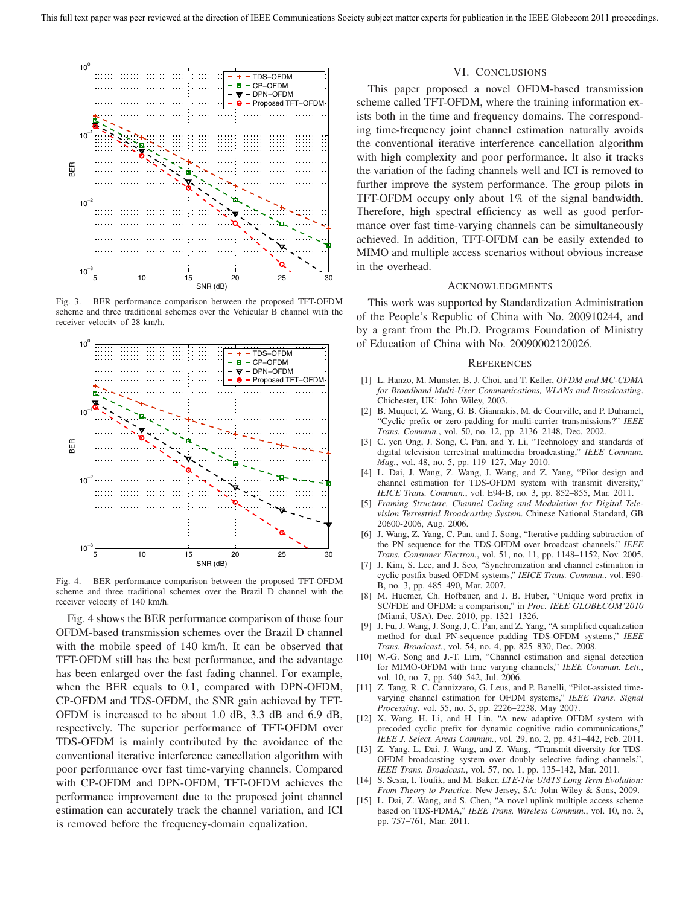$10^0$

TDS–OFDM
CP–OFDM
DPN–OFDM
Proposed TFT–OFDM

$10^{-1}$

BER

$10^{-2}$

$10^{-3}$

5 10 15 20 25 30

SNR (dB)

Fig. 3. BER performance comparison between the proposed TFT-OFDM scheme and three traditional schemes over the Vehicular B channel with the receiver velocity of 28 km/h.

$10^0$

TDS–OFDM
CP–OFDM
DPN–OFDM
Proposed TFT–OFDM

$10^{-1}$

BER

$10^{-2}$

$10^{-3}$

5 10 15 20 25 30

SNR (dB)

Fig. 4. BER performance comparison between the proposed TFT-OFDM scheme and three traditional schemes over the Brazil D channel with the receiver velocity of 140 km/h.

Fig. 4 shows the BER performance comparison of those four OFDM-based transmission schemes over the Brazil D channel with the mobile speed of 140 km/h. It can be observed that TFT-OFDM still has the best performance, and the advantage has been enlarged over the fast fading channel. For example, when the BER equals to 0.1, compared with DPN-OFDM, CP-OFDM and TDS-OFDM, the SNR gain achieved by TFT-OFDM is increased to be about 1.0 dB, 3.3 dB and 6.9 dB, respectively. The superior performance of TFT-OFDM over TDS-OFDM is mainly contributed by the avoidance of the conventional iterative interference cancellation algorithm with poor performance over fast time-varying channels. Compared with CP-OFDM and DPN-OFDM, TFT-OFDM achieves the performance improvement due to the proposed joint channel estimation can accurately track the channel variation, and ICI is removed before the frequency-domain equalization.

## VI. Conclusions

This paper proposed a novel OFDM-based transmission scheme called TFT-OFDM, where the training information exists both in the time and frequency domains. The corresponding time-frequency joint channel estimation naturally avoids the conventional iterative interference cancellation algorithm with high complexity and poor performance. It also tracks the variation of the fading channels well and ICI is removed to further improve the system performance. The group pilots in TFT-OFDM occupy only about 1% of the signal bandwidth. Therefore, high spectral efficiency as well as good performance over fast time-varying channels can be simultaneously achieved. In addition, TFT-OFDM can be easily extended to MIMO and multiple access scenarios without obvious increase in the overhead.

## Acknowledgments

This work was supported by Standardization Administration of the People's Republic of China with No. 200910244, and by a grant from the Ph.D. Programs Foundation of Ministry of Education of China with No. 20090002120026.

## References

[1] L. Hanzo, M. Munster, B. J. Choi, and T. Keller, *OFDM and MC-CDMA for Broadband Multi-User Communications, WLANs and Broadcasting*. Chichester, UK: John Wiley, 2003.

[2] B. Muquet, Z. Wang, G. B. Giannakis, M. de Courville, and P. Duhamel, "Cyclic prefix or zero-padding for multi-carrier transmissions?" *IEEE Trans. Commun.*, vol. 50, no. 12, pp. 2136–2148, Dec. 2002.

[3] C. yen Ong, J. Song, C. Pan, and Y. Li, "Technology and standards of digital television terrestrial multimedia broadcasting," *IEEE Commun. Mag.*, vol. 48, no. 5, pp. 119–127, May 2010.

[4] L. Dai, J. Wang, Z. Wang, J. Wang, and Z. Yang, "Pilot design and channel estimation for TDS-OFDM system with transmit diversity," *IEICE Trans. Commun.*, vol. E94-B, no. 3, pp. 852–855, Mar. 2011.

[5] *Framing Structure, Channel Coding and Modulation for Digital Television Terrestrial Broadcasting System*. Chinese National Standard, GB 20600-2006, Aug. 2006.

[6] J. Wang, Z. Yang, C. Pan, and J. Song, "Iterative padding subtraction of the PN sequence for the TDS-OFDM over broadcast channels," *IEEE Trans. Consumer Electron.*, vol. 51, no. 11, pp. 1148–1152, Nov. 2005.

[7] J. Kim, S. Lee, and J. Seo, "Synchronization and channel estimation in cyclic postfix based OFDM systems," *IEICE Trans. Commun.*, vol. E90-B, no. 3, pp. 485–490, Mar. 2007.

[8] M. Huemer, Ch. Hofbauer, and J. B. Huber, "Unique word prefix in SC/FDE and OFDM: a comparison," in *Proc. IEEE GLOBECOM'2010* (Miami, USA), Dec. 2010, pp. 1321–1326,

[9] J. Fu, J. Wang, J. Song, J, C. Pan, and Z. Yang, "A simplified equalization method for dual PN-sequence padding TDS-OFDM systems," *IEEE Trans. Broadcast.*, vol. 54, no. 4, pp. 825–830, Dec. 2008.

[10] W.-G. Song and J.-T. Lim, "Channel estimation and signal detection for MIMO-OFDM with time varying channels," *IEEE Commun. Lett.*, vol. 10, no. 7, pp. 540–542, Jul. 2006.

[11] Z. Tang, R. C. Cannizzaro, G. Leus, and P. Banelli, "Pilot-assisted time-varying channel estimation for OFDM systems," *IEEE Trans. Signal Processing*, vol. 55, no. 5, pp. 2226–2238, May 2007.

[12] X. Wang, H. Li, and H. Lin, "A new adaptive OFDM system with precoded cyclic prefix for dynamic cognitive radio communications," *IEEE J. Select. Areas Commun.*, vol. 29, no. 2, pp. 431–442, Feb. 2011.

[13] Z. Yang, L. Dai, J. Wang, and Z. Wang, "Transmit diversity for TDS-OFDM broadcasting system over doubly selective fading channels,", *IEEE Trans. Broadcast.*, vol. 57, no. 1, pp. 135–142, Mar. 2011.

[14] S. Sesia, I. Toufik, and M. Baker, *LTE-The UMTS Long Term Evolution: From Theory to Practice*. New Jersey, SA: John Wiley & Sons, 2009.

[15] L. Dai, Z. Wang, and S. Chen, "A novel uplink multiple access scheme based on TDS-FDMA," *IEEE Trans. Wireless Commun.*, vol. 10, no. 3, pp. 757–761, Mar. 2011.